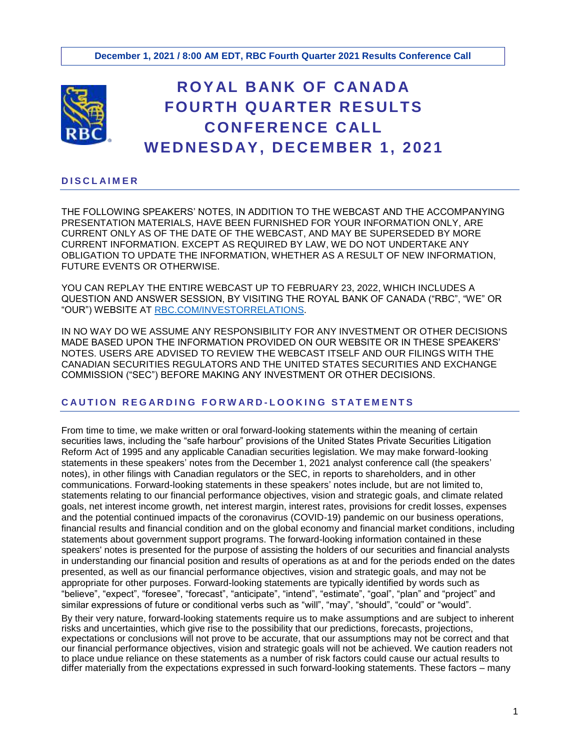**December 1, 2021 / 8:00 AM EDT, RBC Fourth Quarter 2021 Results Conference Call**

# ROYAL BANK OF CANADA FOURTH QUARTER RESULTS CONFERENCE CALL WEDNESDAY, DECEMBER 1, 2021

## DISCLAIMER

THE FOLLOWING SPEAKERS' NOTES, IN ADDITION TO THE WEBCAST AND THE ACCOMPANYING PRESENTATION MATERIALS, HAVE BEEN FURNISHED FOR YOUR INFORMATION ONLY, ARE CURRENT ONLY AS OF THE DATE OF THE WEBCAST, AND MAY BE SUPERSEDED BY MORE CURRENT INFORMATION. EXCEPT AS REQUIRED BY LAW, WE DO NOT UNDERTAKE ANY OBLIGATION TO UPDATE THE INFORMATION, WHETHER AS A RESULT OF NEW INFORMATION, FUTURE EVENTS OR OTHERWISE.

YOU CAN REPLAY THE ENTIRE WEBCAST UP TO FEBRUARY 23, 2022, WHICH INCLUDES A QUESTION AND ANSWER SESSION, BY VISITING THE ROYAL BANK OF CANADA ("RBC", "WE" OR "OUR") WEBSITE AT RBC.COM/INVESTORRELATIONS.

IN NO WAY DO WE ASSUME ANY RESPONSIBILITY FOR ANY INVESTMENT OR OTHER DECISIONS MADE BASED UPON THE INFORMATION PROVIDED ON OUR WEBSITE OR IN THESE SPEAKERS' NOTES. USERS ARE ADVISED TO REVIEW THE WEBCAST ITSELF AND OUR FILINGS WITH THE CANADIAN SECURITIES REGULATORS AND THE UNITED STATES SECURITIES AND EXCHANGE COMMISSION ("SEC") BEFORE MAKING ANY INVESTMENT OR OTHER DECISIONS.

## CAUTION REGARDING FORWARD-LOOKING STATEMENTS

From time to time, we make written or oral forward-looking statements within the meaning of certain securities laws, including the "safe harbour" provisions of the United States Private Securities Litigation Reform Act of 1995 and any applicable Canadian securities legislation. We may make forward-looking statements in these speakers' notes from the December 1, 2021 analyst conference call (the speakers' notes), in other filings with Canadian regulators or the SEC, in reports to shareholders, and in other communications. Forward-looking statements in these speakers' notes include, but are not limited to, statements relating to our financial performance objectives, vision and strategic goals, and climate related goals, net interest income growth, net interest margin, interest rates, provisions for credit losses, expenses and the potential continued impacts of the coronavirus (COVID-19) pandemic on our business operations, financial results and financial condition and on the global economy and financial market conditions, including statements about government support programs. The forward-looking information contained in these speakers' notes is presented for the purpose of assisting the holders of our securities and financial analysts in understanding our financial position and results of operations as at and for the periods ended on the dates presented, as well as our financial performance objectives, vision and strategic goals, and may not be appropriate for other purposes. Forward-looking statements are typically identified by words such as "believe", "expect", "foresee", "forecast", "anticipate", "intend", "estimate", "goal", "plan" and "project" and similar expressions of future or conditional verbs such as "will", "may", "should", "could" or "would".

By their very nature, forward-looking statements require us to make assumptions and are subject to inherent risks and uncertainties, which give rise to the possibility that our predictions, forecasts, projections, expectations or conclusions will not prove to be accurate, that our assumptions may not be correct and that our financial performance objectives, vision and strategic goals will not be achieved. We caution readers not to place undue reliance on these statements as a number of risk factors could cause our actual results to differ materially from the expectations expressed in such forward-looking statements. These factors – many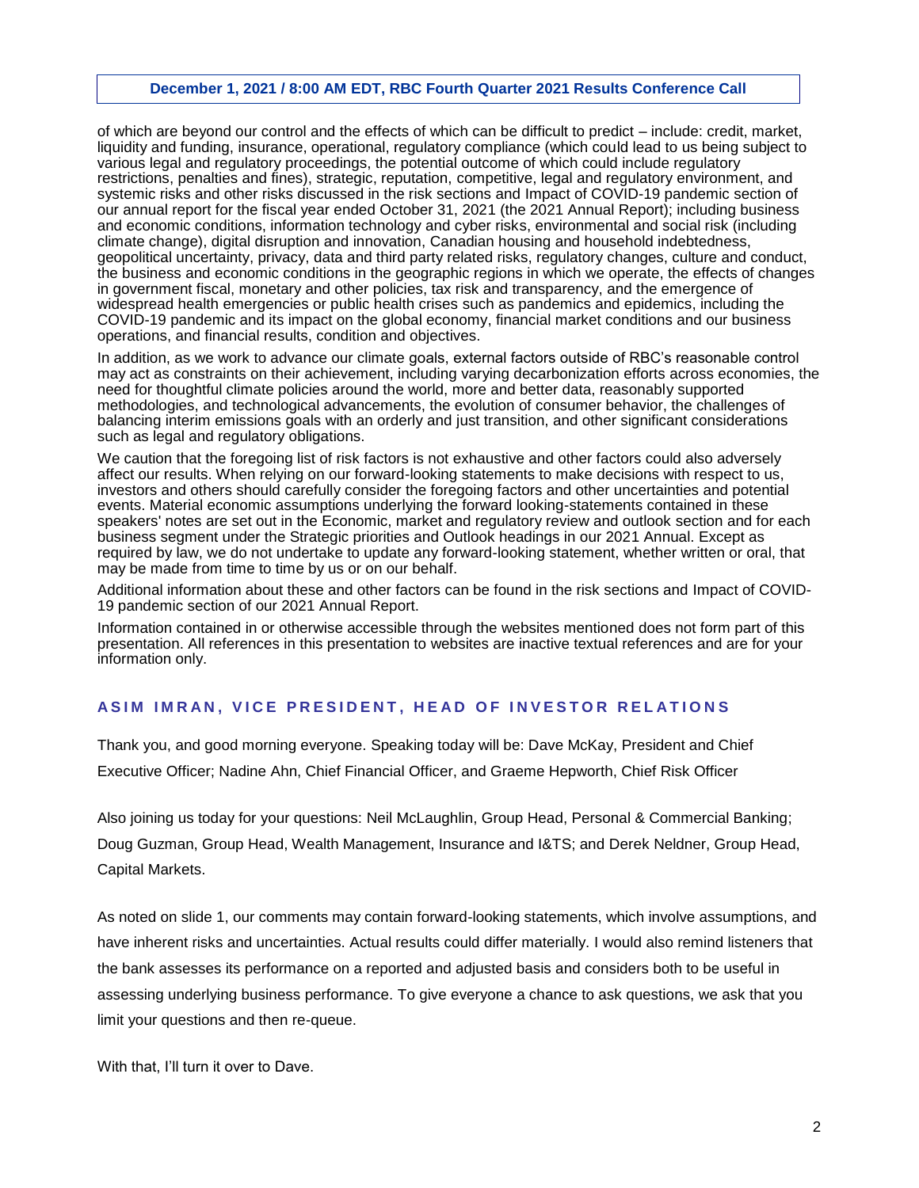of which are beyond our control and the effects of which can be difficult to predict – include: credit, market, liquidity and funding, insurance, operational, regulatory compliance (which could lead to us being subject to various legal and regulatory proceedings, the potential outcome of which could include regulatory restrictions, penalties and fines), strategic, reputation, competitive, legal and regulatory environment, and systemic risks and other risks discussed in the risk sections and Impact of COVID-19 pandemic section of our annual report for the fiscal year ended October 31, 2021 (the 2021 Annual Report); including business and economic conditions, information technology and cyber risks, environmental and social risk (including climate change), digital disruption and innovation, Canadian housing and household indebtedness, geopolitical uncertainty, privacy, data and third party related risks, regulatory changes, culture and conduct, the business and economic conditions in the geographic regions in which we operate, the effects of changes in government fiscal, monetary and other policies, tax risk and transparency, and the emergence of widespread health emergencies or public health crises such as pandemics and epidemics, including the COVID-19 pandemic and its impact on the global economy, financial market conditions and our business operations, and financial results, condition and objectives.

In addition, as we work to advance our climate goals, external factors outside of RBC's reasonable control may act as constraints on their achievement, including varying decarbonization efforts across economies, the need for thoughtful climate policies around the world, more and better data, reasonably supported methodologies, and technological advancements, the evolution of consumer behavior, the challenges of balancing interim emissions goals with an orderly and just transition, and other significant considerations such as legal and regulatory obligations.

We caution that the foregoing list of risk factors is not exhaustive and other factors could also adversely affect our results. When relying on our forward-looking statements to make decisions with respect to us, investors and others should carefully consider the foregoing factors and other uncertainties and potential events. Material economic assumptions underlying the forward looking-statements contained in these speakers' notes are set out in the Economic, market and regulatory review and outlook section and for each business segment under the Strategic priorities and Outlook headings in our 2021 Annual. Except as required by law, we do not undertake to update any forward-looking statement, whether written or oral, that may be made from time to time by us or on our behalf.

Additional information about these and other factors can be found in the risk sections and Impact of COVID-19 pandemic section of our 2021 Annual Report.

Information contained in or otherwise accessible through the websites mentioned does not form part of this presentation. All references in this presentation to websites are inactive textual references and are for your information only.

## ASIM IMRAN, VICE PRESIDENT, HEAD OF INVESTOR RELATIONS

Thank you, and good morning everyone. Speaking today will be: Dave McKay, President and Chief Executive Officer; Nadine Ahn, Chief Financial Officer, and Graeme Hepworth, Chief Risk Officer

Also joining us today for your questions: Neil McLaughlin, Group Head, Personal & Commercial Banking; Doug Guzman, Group Head, Wealth Management, Insurance and I&TS; and Derek Neldner, Group Head, Capital Markets.

As noted on slide 1, our comments may contain forward-looking statements, which involve assumptions, and have inherent risks and uncertainties. Actual results could differ materially. I would also remind listeners that the bank assesses its performance on a reported and adjusted basis and considers both to be useful in assessing underlying business performance. To give everyone a chance to ask questions, we ask that you limit your questions and then re-queue.

With that, I'll turn it over to Dave.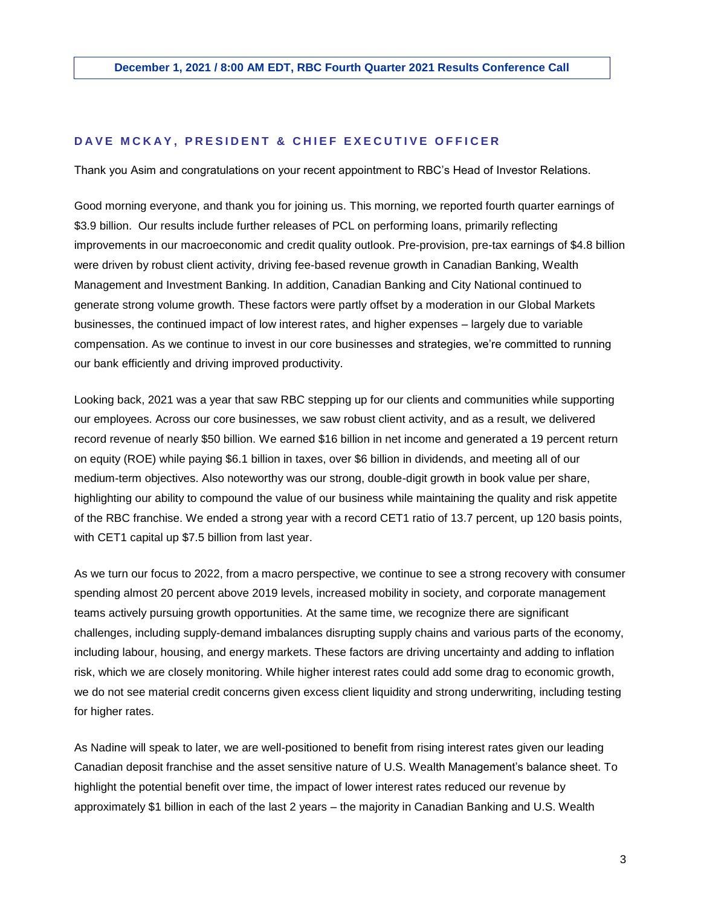## DAVE MCKAY, PRESIDENT & CHIEF EXECUTIVE OFFICER

Thank you Asim and congratulations on your recent appointment to RBC's Head of Investor Relations.

Good morning everyone, and thank you for joining us. This morning, we reported fourth quarter earnings of $3.9 billion. Our results include further releases of PCL on performing loans, primarily reflecting improvements in our macroeconomic and credit quality outlook. Pre-provision, pre-tax earnings of $4.8 billion were driven by robust client activity, driving fee-based revenue growth in Canadian Banking, Wealth Management and Investment Banking. In addition, Canadian Banking and City National continued to generate strong volume growth. These factors were partly offset by a moderation in our Global Markets businesses, the continued impact of low interest rates, and higher expenses – largely due to variable compensation. As we continue to invest in our core businesses and strategies, we're committed to running our bank efficiently and driving improved productivity.

Looking back, 2021 was a year that saw RBC stepping up for our clients and communities while supporting our employees. Across our core businesses, we saw robust client activity, and as a result, we delivered record revenue of nearly $50 billion. We earned $16 billion in net income and generated a 19 percent return on equity (ROE) while paying $6.1 billion in taxes, over $6 billion in dividends, and meeting all of our medium-term objectives. Also noteworthy was our strong, double-digit growth in book value per share, highlighting our ability to compound the value of our business while maintaining the quality and risk appetite of the RBC franchise. We ended a strong year with a record CET1 ratio of 13.7 percent, up 120 basis points, with CET1 capital up $7.5 billion from last year.

As we turn our focus to 2022, from a macro perspective, we continue to see a strong recovery with consumer spending almost 20 percent above 2019 levels, increased mobility in society, and corporate management teams actively pursuing growth opportunities. At the same time, we recognize there are significant challenges, including supply-demand imbalances disrupting supply chains and various parts of the economy, including labour, housing, and energy markets. These factors are driving uncertainty and adding to inflation risk, which we are closely monitoring. While higher interest rates could add some drag to economic growth, we do not see material credit concerns given excess client liquidity and strong underwriting, including testing for higher rates.

As Nadine will speak to later, we are well-positioned to benefit from rising interest rates given our leading Canadian deposit franchise and the asset sensitive nature of U.S. Wealth Management's balance sheet. To highlight the potential benefit over time, the impact of lower interest rates reduced our revenue by approximately $1 billion in each of the last 2 years – the majority in Canadian Banking and U.S. Wealth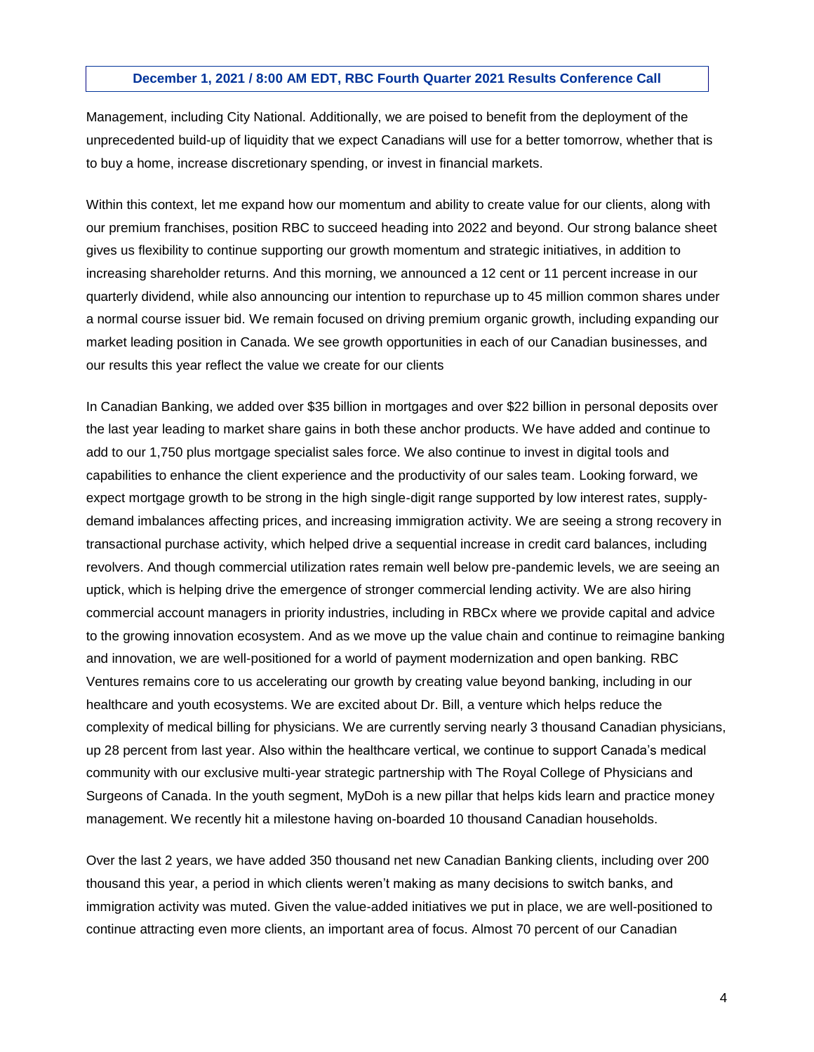Management, including City National. Additionally, we are poised to benefit from the deployment of the unprecedented build-up of liquidity that we expect Canadians will use for a better tomorrow, whether that is to buy a home, increase discretionary spending, or invest in financial markets.

Within this context, let me expand how our momentum and ability to create value for our clients, along with our premium franchises, position RBC to succeed heading into 2022 and beyond. Our strong balance sheet gives us flexibility to continue supporting our growth momentum and strategic initiatives, in addition to increasing shareholder returns. And this morning, we announced a 12 cent or 11 percent increase in our quarterly dividend, while also announcing our intention to repurchase up to 45 million common shares under a normal course issuer bid. We remain focused on driving premium organic growth, including expanding our market leading position in Canada. We see growth opportunities in each of our Canadian businesses, and our results this year reflect the value we create for our clients

In Canadian Banking, we added over $35 billion in mortgages and over $22 billion in personal deposits over the last year leading to market share gains in both these anchor products. We have added and continue to add to our 1,750 plus mortgage specialist sales force. We also continue to invest in digital tools and capabilities to enhance the client experience and the productivity of our sales team. Looking forward, we expect mortgage growth to be strong in the high single-digit range supported by low interest rates, supply-demand imbalances affecting prices, and increasing immigration activity. We are seeing a strong recovery in transactional purchase activity, which helped drive a sequential increase in credit card balances, including revolvers. And though commercial utilization rates remain well below pre-pandemic levels, we are seeing an uptick, which is helping drive the emergence of stronger commercial lending activity. We are also hiring commercial account managers in priority industries, including in RBCx where we provide capital and advice to the growing innovation ecosystem. And as we move up the value chain and continue to reimagine banking and innovation, we are well-positioned for a world of payment modernization and open banking. RBC Ventures remains core to us accelerating our growth by creating value beyond banking, including in our healthcare and youth ecosystems. We are excited about Dr. Bill, a venture which helps reduce the complexity of medical billing for physicians. We are currently serving nearly 3 thousand Canadian physicians, up 28 percent from last year. Also within the healthcare vertical, we continue to support Canada's medical community with our exclusive multi-year strategic partnership with The Royal College of Physicians and Surgeons of Canada. In the youth segment, MyDoh is a new pillar that helps kids learn and practice money management. We recently hit a milestone having on-boarded 10 thousand Canadian households.

Over the last 2 years, we have added 350 thousand net new Canadian Banking clients, including over 200 thousand this year, a period in which clients weren't making as many decisions to switch banks, and immigration activity was muted. Given the value-added initiatives we put in place, we are well-positioned to continue attracting even more clients, an important area of focus. Almost 70 percent of our Canadian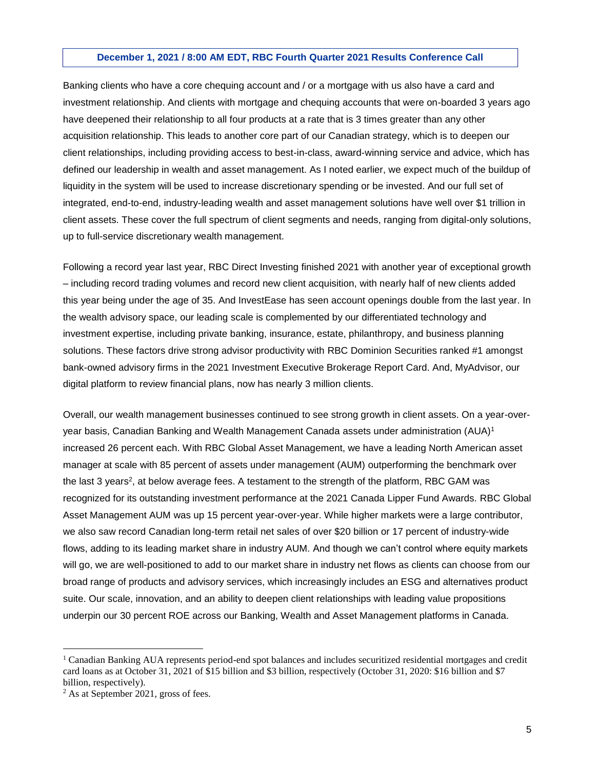Banking clients who have a core chequing account and / or a mortgage with us also have a card and investment relationship. And clients with mortgage and chequing accounts that were on-boarded 3 years ago have deepened their relationship to all four products at a rate that is 3 times greater than any other acquisition relationship. This leads to another core part of our Canadian strategy, which is to deepen our client relationships, including providing access to best-in-class, award-winning service and advice, which has defined our leadership in wealth and asset management. As I noted earlier, we expect much of the buildup of liquidity in the system will be used to increase discretionary spending or be invested. And our full set of integrated, end-to-end, industry-leading wealth and asset management solutions have well over $1 trillion in client assets. These cover the full spectrum of client segments and needs, ranging from digital-only solutions, up to full-service discretionary wealth management.

Following a record year last year, RBC Direct Investing finished 2021 with another year of exceptional growth – including record trading volumes and record new client acquisition, with nearly half of new clients added this year being under the age of 35. And InvestEase has seen account openings double from the last year. In the wealth advisory space, our leading scale is complemented by our differentiated technology and investment expertise, including private banking, insurance, estate, philanthropy, and business planning solutions. These factors drive strong advisor productivity with RBC Dominion Securities ranked #1 amongst bank-owned advisory firms in the 2021 Investment Executive Brokerage Report Card. And, MyAdvisor, our digital platform to review financial plans, now has nearly 3 million clients.

Overall, our wealth management businesses continued to see strong growth in client assets. On a year-over-year basis, Canadian Banking and Wealth Management Canada assets under administration (AUA)[1] increased 26 percent each. With RBC Global Asset Management, we have a leading North American asset manager at scale with 85 percent of assets under management (AUM) outperforming the benchmark over the last 3 years[2], at below average fees. A testament to the strength of the platform, RBC GAM was recognized for its outstanding investment performance at the 2021 Canada Lipper Fund Awards. RBC Global Asset Management AUM was up 15 percent year-over-year. While higher markets were a large contributor, we also saw record Canadian long-term retail net sales of over $20 billion or 17 percent of industry-wide flows, adding to its leading market share in industry AUM. And though we can't control where equity markets will go, we are well-positioned to add to our market share in industry net flows as clients can choose from our broad range of products and advisory services, which increasingly includes an ESG and alternatives product suite. Our scale, innovation, and an ability to deepen client relationships with leading value propositions underpin our 30 percent ROE across our Banking, Wealth and Asset Management platforms in Canada.

---

[1] Canadian Banking AUA represents period-end spot balances and includes securitized residential mortgages and credit card loans as at October 31, 2021 of $15 billion and $3 billion, respectively (October 31, 2020: $16 billion and $7 billion, respectively).

[2] As at September 2021, gross of fees.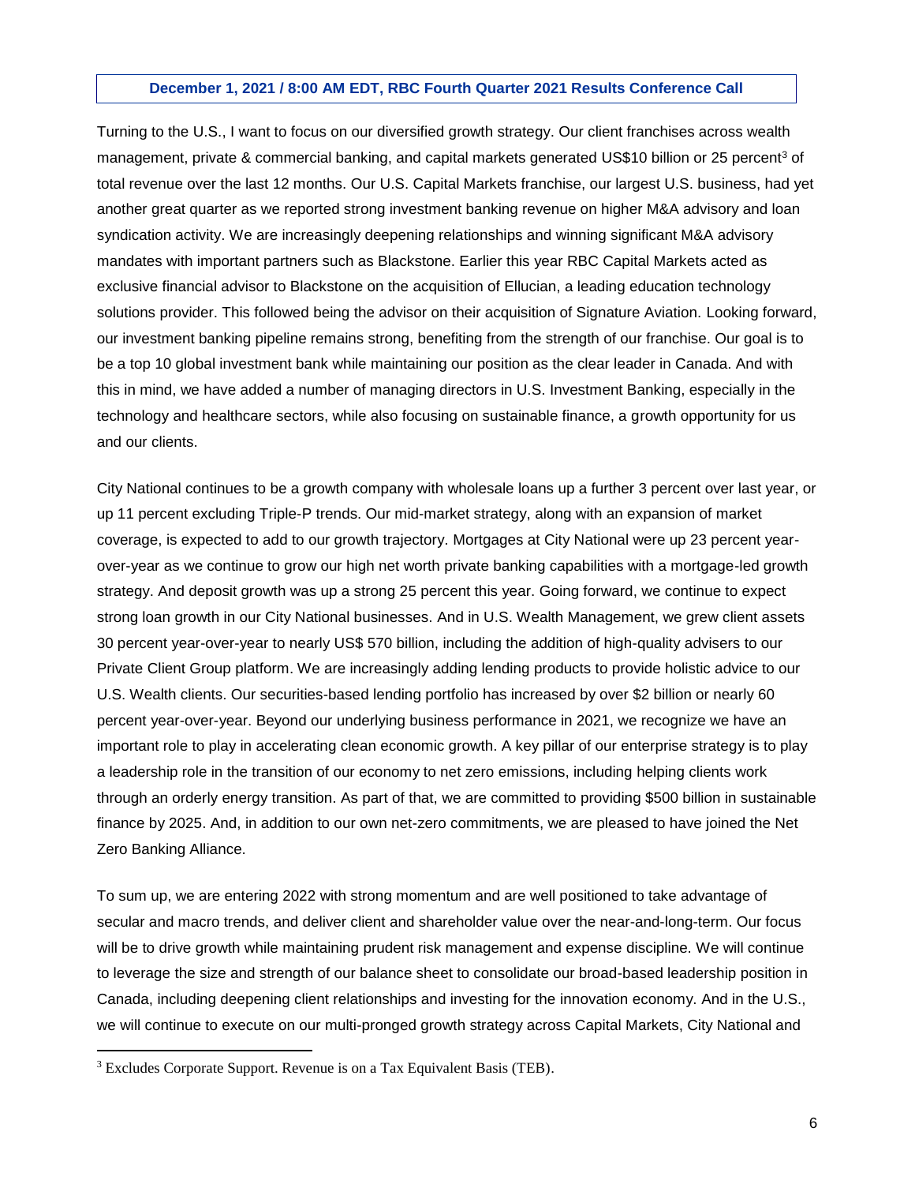Turning to the U.S., I want to focus on our diversified growth strategy. Our client franchises across wealth management, private & commercial banking, and capital markets generated US$10 billion or 25 percent[3] of total revenue over the last 12 months. Our U.S. Capital Markets franchise, our largest U.S. business, had yet another great quarter as we reported strong investment banking revenue on higher M&A advisory and loan syndication activity. We are increasingly deepening relationships and winning significant M&A advisory mandates with important partners such as Blackstone. Earlier this year RBC Capital Markets acted as exclusive financial advisor to Blackstone on the acquisition of Ellucian, a leading education technology solutions provider. This followed being the advisor on their acquisition of Signature Aviation. Looking forward, our investment banking pipeline remains strong, benefiting from the strength of our franchise. Our goal is to be a top 10 global investment bank while maintaining our position as the clear leader in Canada. And with this in mind, we have added a number of managing directors in U.S. Investment Banking, especially in the technology and healthcare sectors, while also focusing on sustainable finance, a growth opportunity for us and our clients.

City National continues to be a growth company with wholesale loans up a further 3 percent over last year, or up 11 percent excluding Triple-P trends. Our mid-market strategy, along with an expansion of market coverage, is expected to add to our growth trajectory. Mortgages at City National were up 23 percent year-over-year as we continue to grow our high net worth private banking capabilities with a mortgage-led growth strategy. And deposit growth was up a strong 25 percent this year. Going forward, we continue to expect strong loan growth in our City National businesses. And in U.S. Wealth Management, we grew client assets 30 percent year-over-year to nearly US$ 570 billion, including the addition of high-quality advisers to our Private Client Group platform. We are increasingly adding lending products to provide holistic advice to our U.S. Wealth clients. Our securities-based lending portfolio has increased by over $2 billion or nearly 60 percent year-over-year. Beyond our underlying business performance in 2021, we recognize we have an important role to play in accelerating clean economic growth. A key pillar of our enterprise strategy is to play a leadership role in the transition of our economy to net zero emissions, including helping clients work through an orderly energy transition. As part of that, we are committed to providing $500 billion in sustainable finance by 2025. And, in addition to our own net-zero commitments, we are pleased to have joined the Net Zero Banking Alliance.

To sum up, we are entering 2022 with strong momentum and are well positioned to take advantage of secular and macro trends, and deliver client and shareholder value over the near-and-long-term. Our focus will be to drive growth while maintaining prudent risk management and expense discipline. We will continue to leverage the size and strength of our balance sheet to consolidate our broad-based leadership position in Canada, including deepening client relationships and investing for the innovation economy. And in the U.S., we will continue to execute on our multi-pronged growth strategy across Capital Markets, City National and

[3] Excludes Corporate Support. Revenue is on a Tax Equivalent Basis (TEB).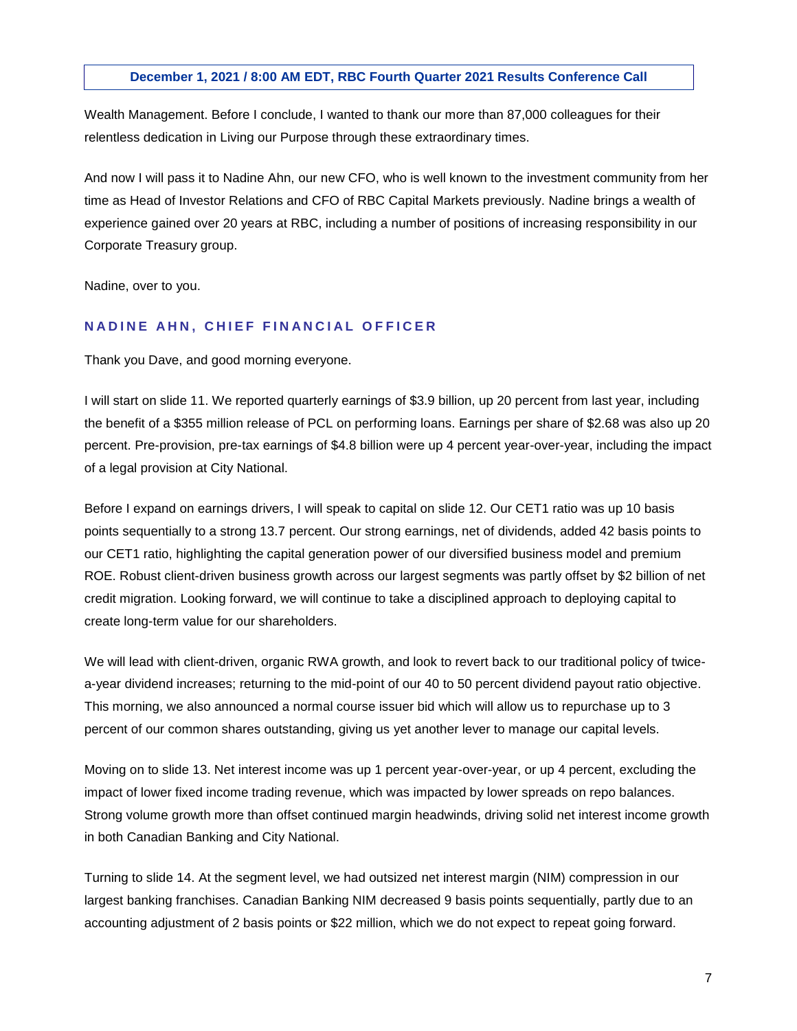Wealth Management. Before I conclude, I wanted to thank our more than 87,000 colleagues for their relentless dedication in Living our Purpose through these extraordinary times.

And now I will pass it to Nadine Ahn, our new CFO, who is well known to the investment community from her time as Head of Investor Relations and CFO of RBC Capital Markets previously. Nadine brings a wealth of experience gained over 20 years at RBC, including a number of positions of increasing responsibility in our Corporate Treasury group.

Nadine, over to you.

## NADINE AHN, CHIEF FINANCIAL OFFICER

Thank you Dave, and good morning everyone.

I will start on slide 11. We reported quarterly earnings of $3.9 billion, up 20 percent from last year, including the benefit of a $355 million release of PCL on performing loans. Earnings per share of $2.68 was also up 20 percent. Pre-provision, pre-tax earnings of $4.8 billion were up 4 percent year-over-year, including the impact of a legal provision at City National.

Before I expand on earnings drivers, I will speak to capital on slide 12. Our CET1 ratio was up 10 basis points sequentially to a strong 13.7 percent. Our strong earnings, net of dividends, added 42 basis points to our CET1 ratio, highlighting the capital generation power of our diversified business model and premium ROE. Robust client-driven business growth across our largest segments was partly offset by $2 billion of net credit migration. Looking forward, we will continue to take a disciplined approach to deploying capital to create long-term value for our shareholders.

We will lead with client-driven, organic RWA growth, and look to revert back to our traditional policy of twice-a-year dividend increases; returning to the mid-point of our 40 to 50 percent dividend payout ratio objective. This morning, we also announced a normal course issuer bid which will allow us to repurchase up to 3 percent of our common shares outstanding, giving us yet another lever to manage our capital levels.

Moving on to slide 13. Net interest income was up 1 percent year-over-year, or up 4 percent, excluding the impact of lower fixed income trading revenue, which was impacted by lower spreads on repo balances. Strong volume growth more than offset continued margin headwinds, driving solid net interest income growth in both Canadian Banking and City National.

Turning to slide 14. At the segment level, we had outsized net interest margin (NIM) compression in our largest banking franchises. Canadian Banking NIM decreased 9 basis points sequentially, partly due to an accounting adjustment of 2 basis points or $22 million, which we do not expect to repeat going forward.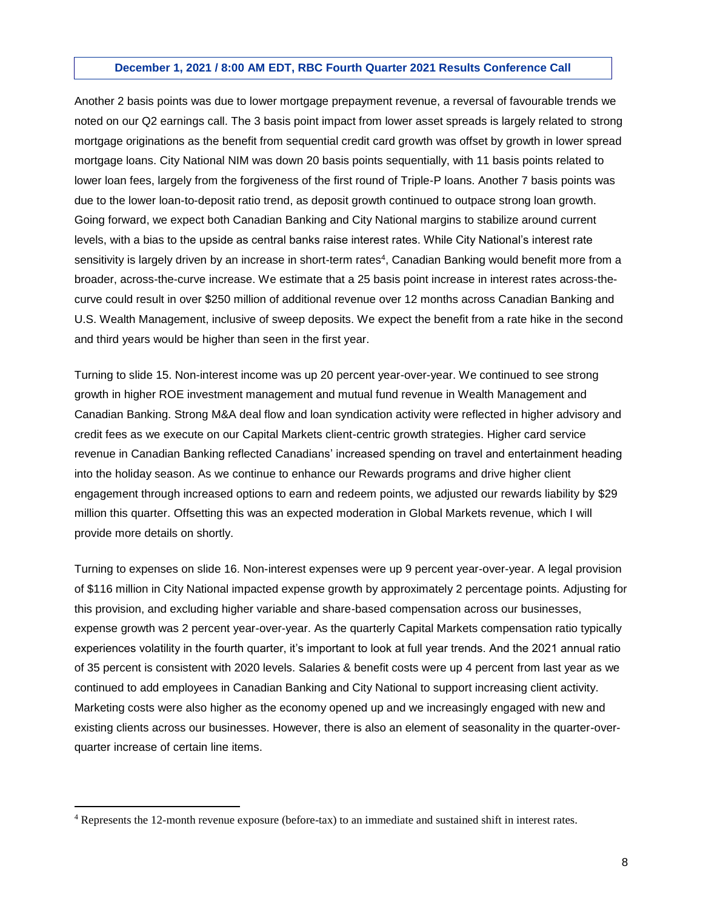Another 2 basis points was due to lower mortgage prepayment revenue, a reversal of favourable trends we noted on our Q2 earnings call. The 3 basis point impact from lower asset spreads is largely related to strong mortgage originations as the benefit from sequential credit card growth was offset by growth in lower spread mortgage loans. City National NIM was down 20 basis points sequentially, with 11 basis points related to lower loan fees, largely from the forgiveness of the first round of Triple-P loans. Another 7 basis points was due to the lower loan-to-deposit ratio trend, as deposit growth continued to outpace strong loan growth. Going forward, we expect both Canadian Banking and City National margins to stabilize around current levels, with a bias to the upside as central banks raise interest rates. While City National's interest rate sensitivity is largely driven by an increase in short-term rates[4], Canadian Banking would benefit more from a broader, across-the-curve increase. We estimate that a 25 basis point increase in interest rates across-the-curve could result in over $250 million of additional revenue over 12 months across Canadian Banking and U.S. Wealth Management, inclusive of sweep deposits. We expect the benefit from a rate hike in the second and third years would be higher than seen in the first year.

Turning to slide 15. Non-interest income was up 20 percent year-over-year. We continued to see strong growth in higher ROE investment management and mutual fund revenue in Wealth Management and Canadian Banking. Strong M&A deal flow and loan syndication activity were reflected in higher advisory and credit fees as we execute on our Capital Markets client-centric growth strategies. Higher card service revenue in Canadian Banking reflected Canadians' increased spending on travel and entertainment heading into the holiday season. As we continue to enhance our Rewards programs and drive higher client engagement through increased options to earn and redeem points, we adjusted our rewards liability by $29 million this quarter. Offsetting this was an expected moderation in Global Markets revenue, which I will provide more details on shortly.

Turning to expenses on slide 16. Non-interest expenses were up 9 percent year-over-year. A legal provision of $116 million in City National impacted expense growth by approximately 2 percentage points. Adjusting for this provision, and excluding higher variable and share-based compensation across our businesses, expense growth was 2 percent year-over-year. As the quarterly Capital Markets compensation ratio typically experiences volatility in the fourth quarter, it's important to look at full year trends. And the 2021 annual ratio of 35 percent is consistent with 2020 levels. Salaries & benefit costs were up 4 percent from last year as we continued to add employees in Canadian Banking and City National to support increasing client activity. Marketing costs were also higher as the economy opened up and we increasingly engaged with new and existing clients across our businesses. However, there is also an element of seasonality in the quarter-over-quarter increase of certain line items.

[4] Represents the 12-month revenue exposure (before-tax) to an immediate and sustained shift in interest rates.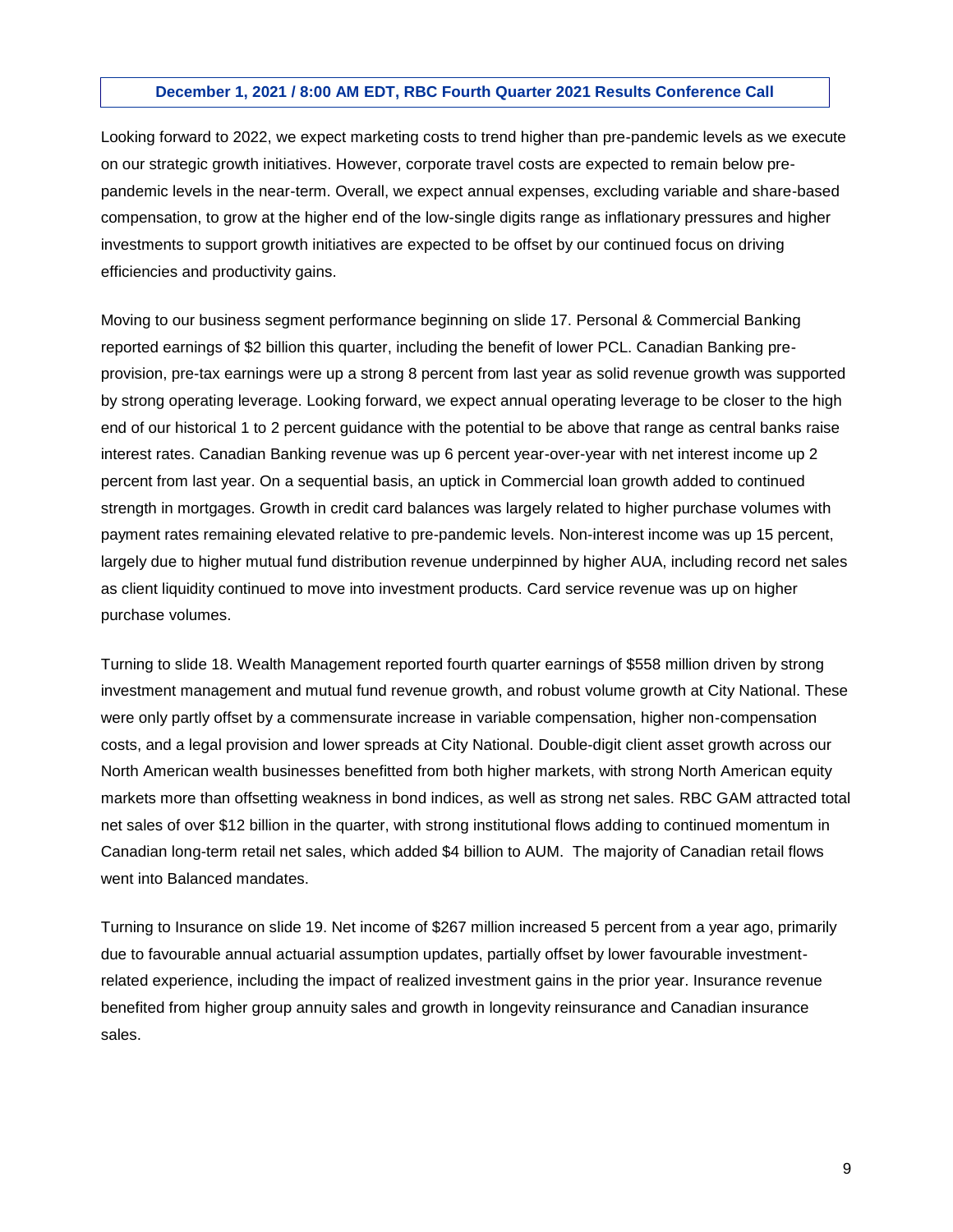Looking forward to 2022, we expect marketing costs to trend higher than pre-pandemic levels as we execute on our strategic growth initiatives. However, corporate travel costs are expected to remain below pre-pandemic levels in the near-term. Overall, we expect annual expenses, excluding variable and share-based compensation, to grow at the higher end of the low-single digits range as inflationary pressures and higher investments to support growth initiatives are expected to be offset by our continued focus on driving efficiencies and productivity gains.

Moving to our business segment performance beginning on slide 17. Personal & Commercial Banking reported earnings of $2 billion this quarter, including the benefit of lower PCL. Canadian Banking pre-provision, pre-tax earnings were up a strong 8 percent from last year as solid revenue growth was supported by strong operating leverage. Looking forward, we expect annual operating leverage to be closer to the high end of our historical 1 to 2 percent guidance with the potential to be above that range as central banks raise interest rates. Canadian Banking revenue was up 6 percent year-over-year with net interest income up 2 percent from last year. On a sequential basis, an uptick in Commercial loan growth added to continued strength in mortgages. Growth in credit card balances was largely related to higher purchase volumes with payment rates remaining elevated relative to pre-pandemic levels. Non-interest income was up 15 percent, largely due to higher mutual fund distribution revenue underpinned by higher AUA, including record net sales as client liquidity continued to move into investment products. Card service revenue was up on higher purchase volumes.

Turning to slide 18. Wealth Management reported fourth quarter earnings of $558 million driven by strong investment management and mutual fund revenue growth, and robust volume growth at City National. These were only partly offset by a commensurate increase in variable compensation, higher non-compensation costs, and a legal provision and lower spreads at City National. Double-digit client asset growth across our North American wealth businesses benefitted from both higher markets, with strong North American equity markets more than offsetting weakness in bond indices, as well as strong net sales. RBC GAM attracted total net sales of over $12 billion in the quarter, with strong institutional flows adding to continued momentum in Canadian long-term retail net sales, which added $4 billion to AUM. The majority of Canadian retail flows went into Balanced mandates.

Turning to Insurance on slide 19. Net income of $267 million increased 5 percent from a year ago, primarily due to favourable annual actuarial assumption updates, partially offset by lower favourable investment-related experience, including the impact of realized investment gains in the prior year. Insurance revenue benefited from higher group annuity sales and growth in longevity reinsurance and Canadian insurance sales.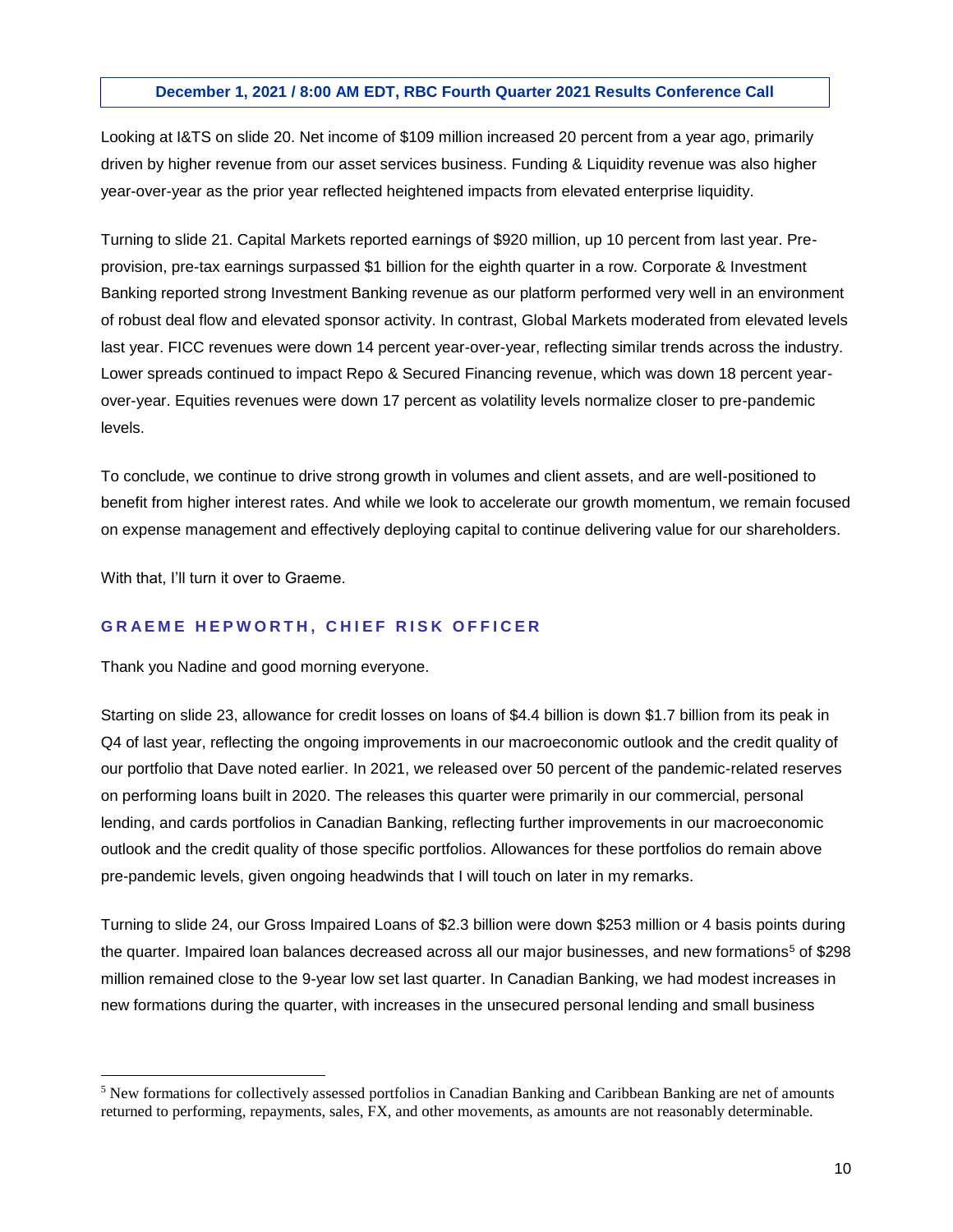Looking at I&TS on slide 20. Net income of $109 million increased 20 percent from a year ago, primarily driven by higher revenue from our asset services business. Funding & Liquidity revenue was also higher year-over-year as the prior year reflected heightened impacts from elevated enterprise liquidity.

Turning to slide 21. Capital Markets reported earnings of $920 million, up 10 percent from last year. Pre-provision, pre-tax earnings surpassed $1 billion for the eighth quarter in a row. Corporate & Investment Banking reported strong Investment Banking revenue as our platform performed very well in an environment of robust deal flow and elevated sponsor activity. In contrast, Global Markets moderated from elevated levels last year. FICC revenues were down 14 percent year-over-year, reflecting similar trends across the industry. Lower spreads continued to impact Repo & Secured Financing revenue, which was down 18 percent year-over-year. Equities revenues were down 17 percent as volatility levels normalize closer to pre-pandemic levels.

To conclude, we continue to drive strong growth in volumes and client assets, and are well-positioned to benefit from higher interest rates. And while we look to accelerate our growth momentum, we remain focused on expense management and effectively deploying capital to continue delivering value for our shareholders.

With that, I'll turn it over to Graeme.

## GRAEME HEPWORTH, CHIEF RISK OFFICER

Thank you Nadine and good morning everyone.

Starting on slide 23, allowance for credit losses on loans of $4.4 billion is down $1.7 billion from its peak in Q4 of last year, reflecting the ongoing improvements in our macroeconomic outlook and the credit quality of our portfolio that Dave noted earlier. In 2021, we released over 50 percent of the pandemic-related reserves on performing loans built in 2020. The releases this quarter were primarily in our commercial, personal lending, and cards portfolios in Canadian Banking, reflecting further improvements in our macroeconomic outlook and the credit quality of those specific portfolios. Allowances for these portfolios do remain above pre-pandemic levels, given ongoing headwinds that I will touch on later in my remarks.

Turning to slide 24, our Gross Impaired Loans of $2.3 billion were down $253 million or 4 basis points during the quarter. Impaired loan balances decreased across all our major businesses, and new formations[5] of $298 million remained close to the 9-year low set last quarter. In Canadian Banking, we had modest increases in new formations during the quarter, with increases in the unsecured personal lending and small business

[5] New formations for collectively assessed portfolios in Canadian Banking and Caribbean Banking are net of amounts returned to performing, repayments, sales, FX, and other movements, as amounts are not reasonably determinable.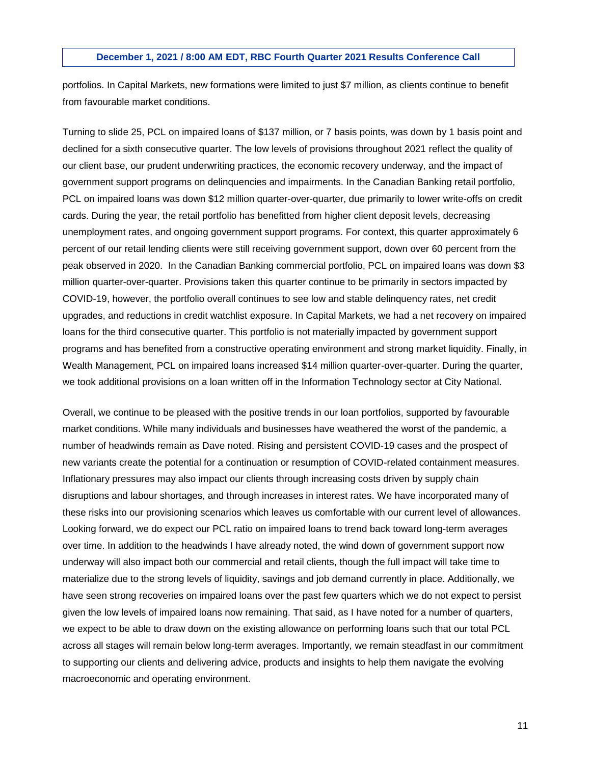portfolios. In Capital Markets, new formations were limited to just $7 million, as clients continue to benefit from favourable market conditions.

Turning to slide 25, PCL on impaired loans of $137 million, or 7 basis points, was down by 1 basis point and declined for a sixth consecutive quarter. The low levels of provisions throughout 2021 reflect the quality of our client base, our prudent underwriting practices, the economic recovery underway, and the impact of government support programs on delinquencies and impairments. In the Canadian Banking retail portfolio, PCL on impaired loans was down $12 million quarter-over-quarter, due primarily to lower write-offs on credit cards. During the year, the retail portfolio has benefitted from higher client deposit levels, decreasing unemployment rates, and ongoing government support programs. For context, this quarter approximately 6 percent of our retail lending clients were still receiving government support, down over 60 percent from the peak observed in 2020. In the Canadian Banking commercial portfolio, PCL on impaired loans was down $3 million quarter-over-quarter. Provisions taken this quarter continue to be primarily in sectors impacted by COVID-19, however, the portfolio overall continues to see low and stable delinquency rates, net credit upgrades, and reductions in credit watchlist exposure. In Capital Markets, we had a net recovery on impaired loans for the third consecutive quarter. This portfolio is not materially impacted by government support programs and has benefited from a constructive operating environment and strong market liquidity. Finally, in Wealth Management, PCL on impaired loans increased $14 million quarter-over-quarter. During the quarter, we took additional provisions on a loan written off in the Information Technology sector at City National.

Overall, we continue to be pleased with the positive trends in our loan portfolios, supported by favourable market conditions. While many individuals and businesses have weathered the worst of the pandemic, a number of headwinds remain as Dave noted. Rising and persistent COVID-19 cases and the prospect of new variants create the potential for a continuation or resumption of COVID-related containment measures. Inflationary pressures may also impact our clients through increasing costs driven by supply chain disruptions and labour shortages, and through increases in interest rates. We have incorporated many of these risks into our provisioning scenarios which leaves us comfortable with our current level of allowances. Looking forward, we do expect our PCL ratio on impaired loans to trend back toward long-term averages over time. In addition to the headwinds I have already noted, the wind down of government support now underway will also impact both our commercial and retail clients, though the full impact will take time to materialize due to the strong levels of liquidity, savings and job demand currently in place. Additionally, we have seen strong recoveries on impaired loans over the past few quarters which we do not expect to persist given the low levels of impaired loans now remaining. That said, as I have noted for a number of quarters, we expect to be able to draw down on the existing allowance on performing loans such that our total PCL across all stages will remain below long-term averages. Importantly, we remain steadfast in our commitment to supporting our clients and delivering advice, products and insights to help them navigate the evolving macroeconomic and operating environment.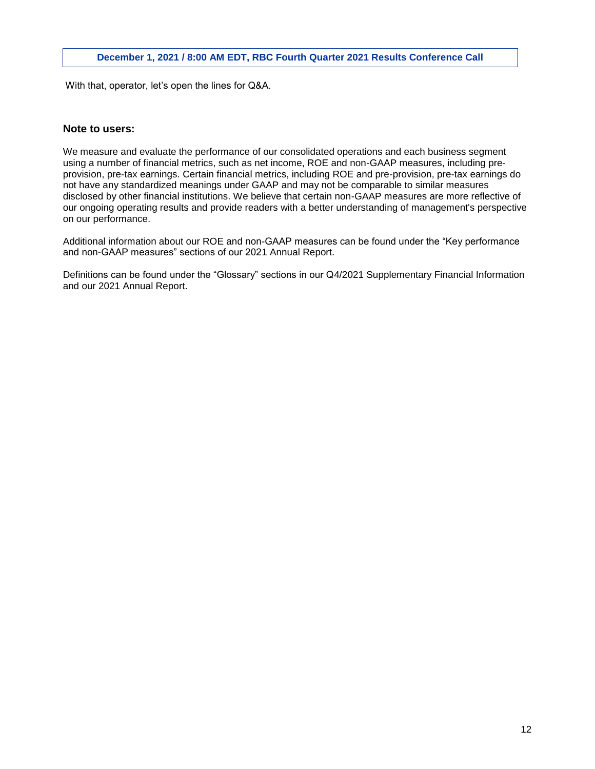With that, operator, let's open the lines for Q&A.

### Note to users:

We measure and evaluate the performance of our consolidated operations and each business segment using a number of financial metrics, such as net income, ROE and non-GAAP measures, including pre-provision, pre-tax earnings. Certain financial metrics, including ROE and pre-provision, pre-tax earnings do not have any standardized meanings under GAAP and may not be comparable to similar measures disclosed by other financial institutions. We believe that certain non-GAAP measures are more reflective of our ongoing operating results and provide readers with a better understanding of management's perspective on our performance.

Additional information about our ROE and non-GAAP measures can be found under the "Key performance and non-GAAP measures" sections of our 2021 Annual Report.

Definitions can be found under the "Glossary" sections in our Q4/2021 Supplementary Financial Information and our 2021 Annual Report.